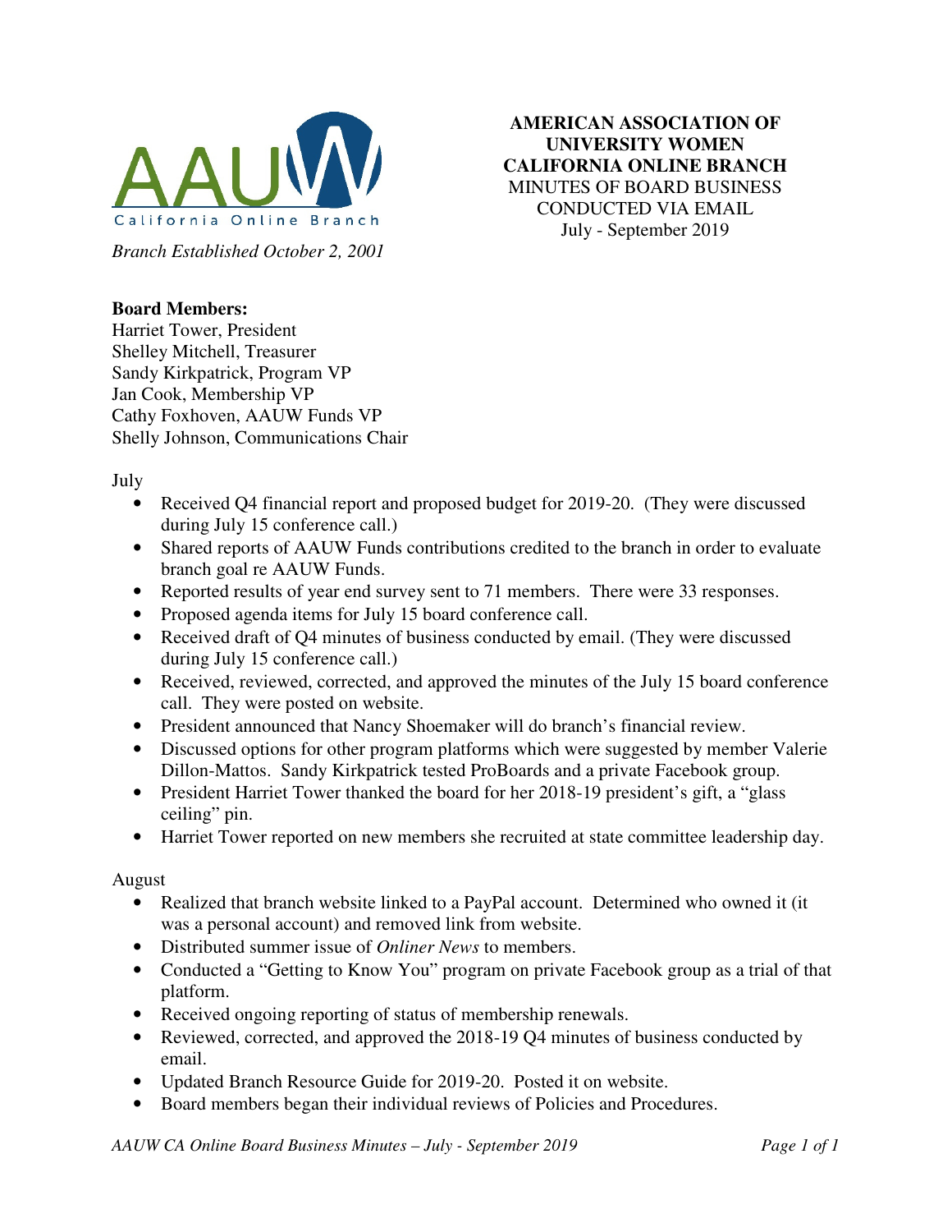**AAUW California Online Branch**

*Branch Established October 2, 2001*

**AMERICAN ASSOCIATION OF UNIVERSITY WOMEN CALIFORNIA ONLINE BRANCH**
MINUTES OF BOARD BUSINESS CONDUCTED VIA EMAIL
July - September 2019

**Board Members:**
Harriet Tower, President
Shelley Mitchell, Treasurer
Sandy Kirkpatrick, Program VP
Jan Cook, Membership VP
Cathy Foxhoven, AAUW Funds VP
Shelly Johnson, Communications Chair

July

- Received Q4 financial report and proposed budget for 2019-20. (They were discussed during July 15 conference call.)
- Shared reports of AAUW Funds contributions credited to the branch in order to evaluate branch goal re AAUW Funds.
- Reported results of year end survey sent to 71 members. There were 33 responses.
- Proposed agenda items for July 15 board conference call.
- Received draft of Q4 minutes of business conducted by email. (They were discussed during July 15 conference call.)
- Received, reviewed, corrected, and approved the minutes of the July 15 board conference call. They were posted on website.
- President announced that Nancy Shoemaker will do branch's financial review.
- Discussed options for other program platforms which were suggested by member Valerie Dillon-Mattos. Sandy Kirkpatrick tested ProBoards and a private Facebook group.
- President Harriet Tower thanked the board for her 2018-19 president's gift, a "glass ceiling" pin.
- Harriet Tower reported on new members she recruited at state committee leadership day.

August

- Realized that branch website linked to a PayPal account. Determined who owned it (it was a personal account) and removed link from website.
- Distributed summer issue of *Onliner News* to members.
- Conducted a "Getting to Know You" program on private Facebook group as a trial of that platform.
- Received ongoing reporting of status of membership renewals.
- Reviewed, corrected, and approved the 2018-19 Q4 minutes of business conducted by email.
- Updated Branch Resource Guide for 2019-20. Posted it on website.
- Board members began their individual reviews of Policies and Procedures.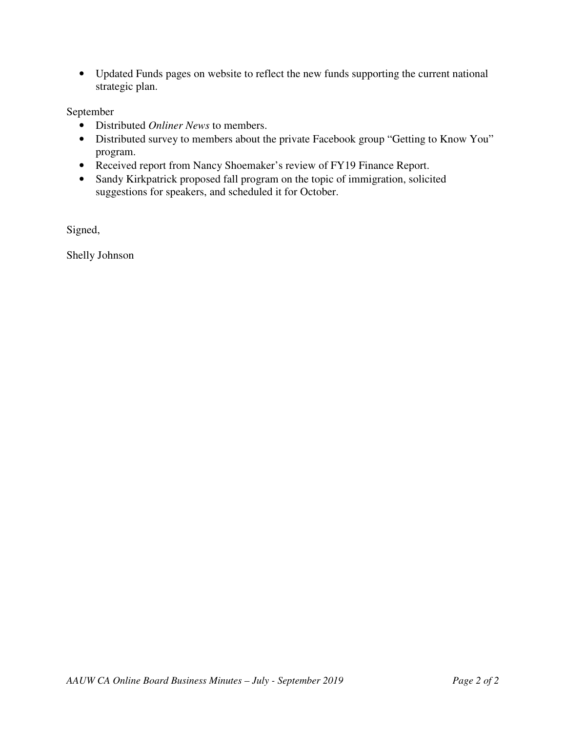- Updated Funds pages on website to reflect the new funds supporting the current national strategic plan.

September

- Distributed *Onliner News* to members.
- Distributed survey to members about the private Facebook group "Getting to Know You" program.
- Received report from Nancy Shoemaker's review of FY19 Finance Report.
- Sandy Kirkpatrick proposed fall program on the topic of immigration, solicited suggestions for speakers, and scheduled it for October.

Signed,

Shelly Johnson